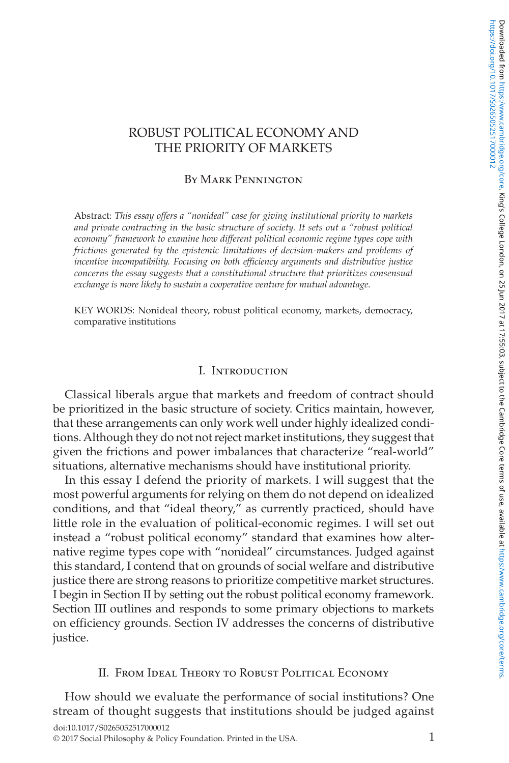# ROBUST POLITICAL ECONOMY AND THE PRIORITY OF MARKETS

By Mark Pennington

Abstract: *This essay offers a "nonideal" case for giving institutional priority to markets and private contracting in the basic structure of society. It sets out a "robust political economy" framework to examine how different political economic regime types cope with frictions generated by the epistemic limitations of decision-makers and problems of incentive incompatibility. Focusing on both efficiency arguments and distributive justice concerns the essay suggests that a constitutional structure that prioritizes consensual exchange is more likely to sustain a cooperative venture for mutual advantage.*

KEY WORDS: Nonideal theory, robust political economy, markets, democracy, comparative institutions

## I. Introduction

Classical liberals argue that markets and freedom of contract should be prioritized in the basic structure of society. Critics maintain, however, that these arrangements can only work well under highly idealized conditions. Although they do not not reject market institutions, they suggest that given the frictions and power imbalances that characterize "real-world" situations, alternative mechanisms should have institutional priority.

In this essay I defend the priority of markets. I will suggest that the most powerful arguments for relying on them do not depend on idealized conditions, and that "ideal theory," as currently practiced, should have little role in the evaluation of political-economic regimes. I will set out instead a "robust political economy" standard that examines how alternative regime types cope with "nonideal" circumstances. Judged against this standard, I contend that on grounds of social welfare and distributive justice there are strong reasons to prioritize competitive market structures. I begin in Section II by setting out the robust political economy framework. Section III outlines and responds to some primary objections to markets on efficiency grounds. Section IV addresses the concerns of distributive justice.

## II. From Ideal Theory to Robust Political Economy

How should we evaluate the performance of social institutions? One stream of thought suggests that institutions should be judged against

doi:10.1017/S0265052517000012

© 2017 Social Philosophy & Policy Foundation. Printed in the USA.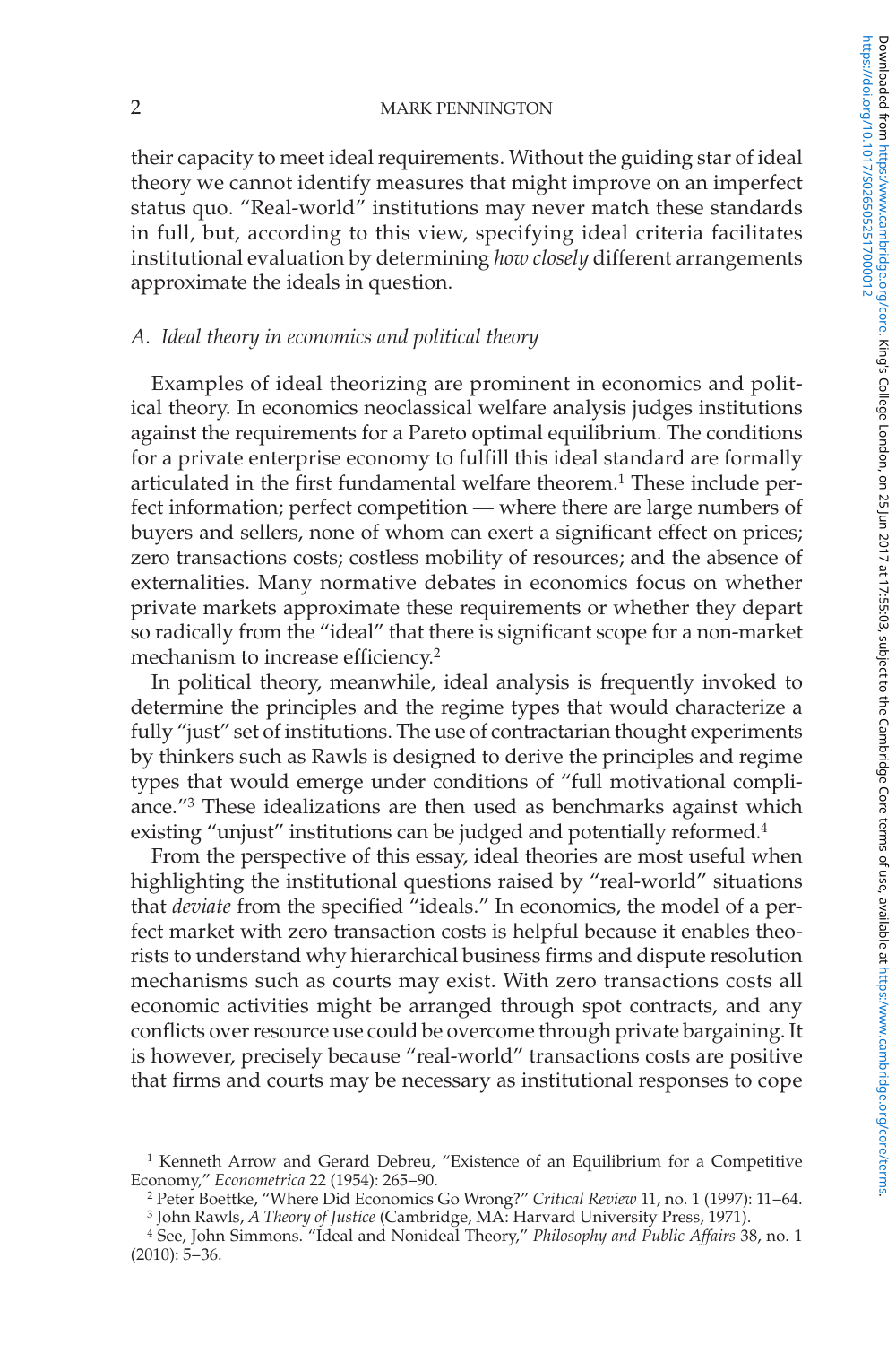their capacity to meet ideal requirements. Without the guiding star of ideal theory we cannot identify measures that might improve on an imperfect status quo. "Real-world" institutions may never match these standards in full, but, according to this view, specifying ideal criteria facilitates institutional evaluation by determining *how closely* different arrangements approximate the ideals in question.

### *A. Ideal theory in economics and political theory*

Examples of ideal theorizing are prominent in economics and political theory. In economics neoclassical welfare analysis judges institutions against the requirements for a Pareto optimal equilibrium. The conditions for a private enterprise economy to fulfill this ideal standard are formally articulated in the first fundamental welfare theorem.[1] These include perfect information; perfect competition — where there are large numbers of buyers and sellers, none of whom can exert a significant effect on prices; zero transactions costs; costless mobility of resources; and the absence of externalities. Many normative debates in economics focus on whether private markets approximate these requirements or whether they depart so radically from the "ideal" that there is significant scope for a non-market mechanism to increase efficiency.[2]

In political theory, meanwhile, ideal analysis is frequently invoked to determine the principles and the regime types that would characterize a fully "just" set of institutions. The use of contractarian thought experiments by thinkers such as Rawls is designed to derive the principles and regime types that would emerge under conditions of "full motivational compliance."[3] These idealizations are then used as benchmarks against which existing "unjust" institutions can be judged and potentially reformed.[4]

From the perspective of this essay, ideal theories are most useful when highlighting the institutional questions raised by "real-world" situations that *deviate* from the specified "ideals." In economics, the model of a perfect market with zero transaction costs is helpful because it enables theorists to understand why hierarchical business firms and dispute resolution mechanisms such as courts may exist. With zero transactions costs all economic activities might be arranged through spot contracts, and any conflicts over resource use could be overcome through private bargaining. It is however, precisely because "real-world" transactions costs are positive that firms and courts may be necessary as institutional responses to cope

[1] Kenneth Arrow and Gerard Debreu, "Existence of an Equilibrium for a Competitive Economy," *Econometrica* 22 (1954): 265–90.

[2] Peter Boettke, "Where Did Economics Go Wrong?" *Critical Review* 11, no. 1 (1997): 11–64.

[3] John Rawls, *A Theory of Justice* (Cambridge, MA: Harvard University Press, 1971).

[4] See, John Simmons. "Ideal and Nonideal Theory," *Philosophy and Public Affairs* 38, no. 1 (2010): 5–36.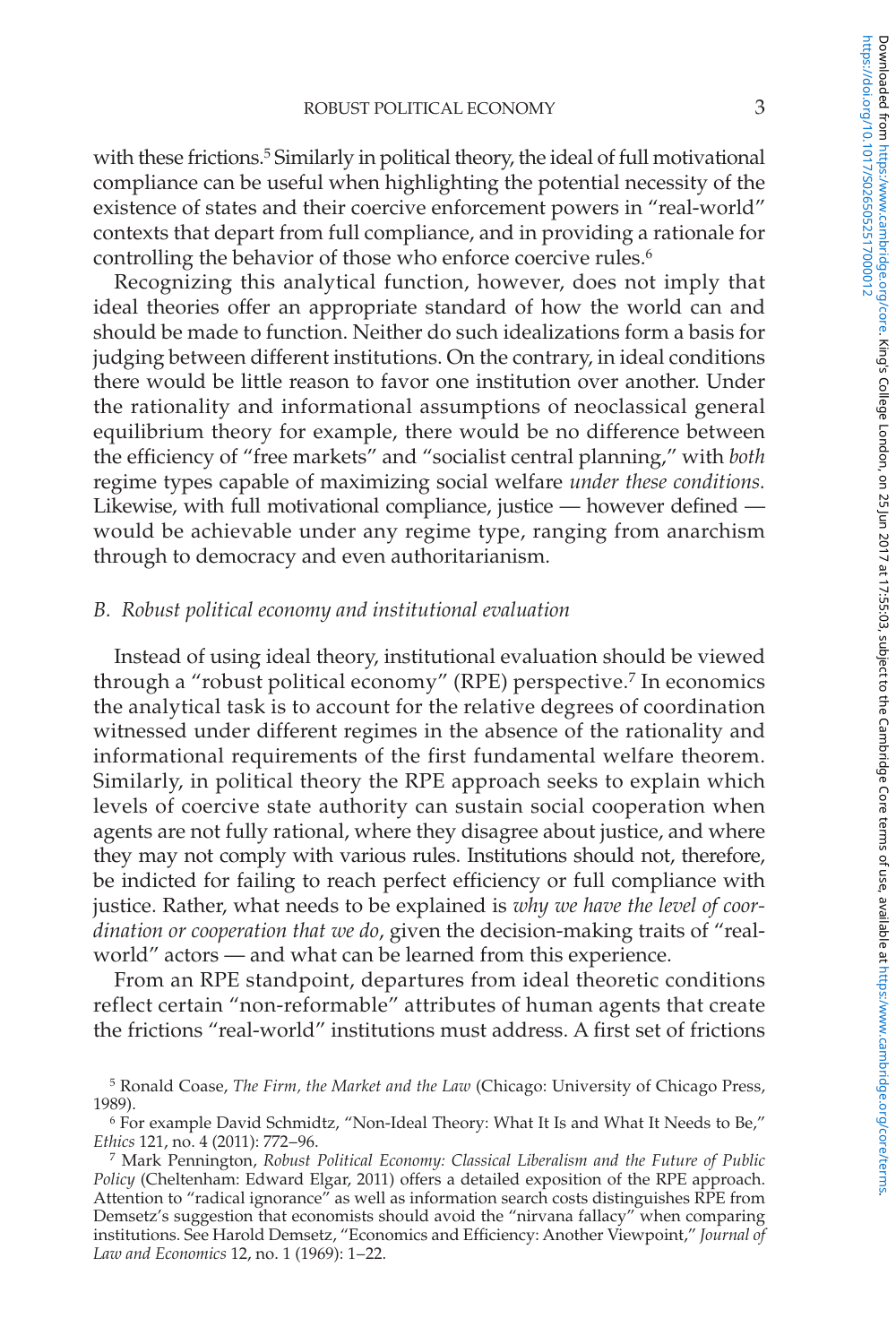with these frictions.[5] Similarly in political theory, the ideal of full motivational compliance can be useful when highlighting the potential necessity of the existence of states and their coercive enforcement powers in "real-world" contexts that depart from full compliance, and in providing a rationale for controlling the behavior of those who enforce coercive rules.[6]

Recognizing this analytical function, however, does not imply that ideal theories offer an appropriate standard of how the world can and should be made to function. Neither do such idealizations form a basis for judging between different institutions. On the contrary, in ideal conditions there would be little reason to favor one institution over another. Under the rationality and informational assumptions of neoclassical general equilibrium theory for example, there would be no difference between the efficiency of "free markets" and "socialist central planning," with *both* regime types capable of maximizing social welfare *under these conditions.* Likewise, with full motivational compliance, justice — however defined — would be achievable under any regime type, ranging from anarchism through to democracy and even authoritarianism.

### B. *Robust political economy and institutional evaluation*

Instead of using ideal theory, institutional evaluation should be viewed through a "robust political economy" (RPE) perspective.[7] In economics the analytical task is to account for the relative degrees of coordination witnessed under different regimes in the absence of the rationality and informational requirements of the first fundamental welfare theorem. Similarly, in political theory the RPE approach seeks to explain which levels of coercive state authority can sustain social cooperation when agents are not fully rational, where they disagree about justice, and where they may not comply with various rules. Institutions should not, therefore, be indicted for failing to reach perfect efficiency or full compliance with justice. Rather, what needs to be explained is *why we have the level of coordination or cooperation that we do*, given the decision-making traits of "real-world" actors — and what can be learned from this experience.

From an RPE standpoint, departures from ideal theoretic conditions reflect certain "non-reformable" attributes of human agents that create the frictions "real-world" institutions must address. A first set of frictions

[5] Ronald Coase, *The Firm, the Market and the Law* (Chicago: University of Chicago Press, 1989).

[6] For example David Schmidtz, "Non-Ideal Theory: What It Is and What It Needs to Be," *Ethics* 121, no. 4 (2011): 772–96.

[7] Mark Pennington, *Robust Political Economy: Classical Liberalism and the Future of Public Policy* (Cheltenham: Edward Elgar, 2011) offers a detailed exposition of the RPE approach. Attention to "radical ignorance" as well as information search costs distinguishes RPE from Demsetz's suggestion that economists should avoid the "nirvana fallacy" when comparing institutions. See Harold Demsetz, "Economics and Efficiency: Another Viewpoint," *Journal of Law and Economics* 12, no. 1 (1969): 1–22.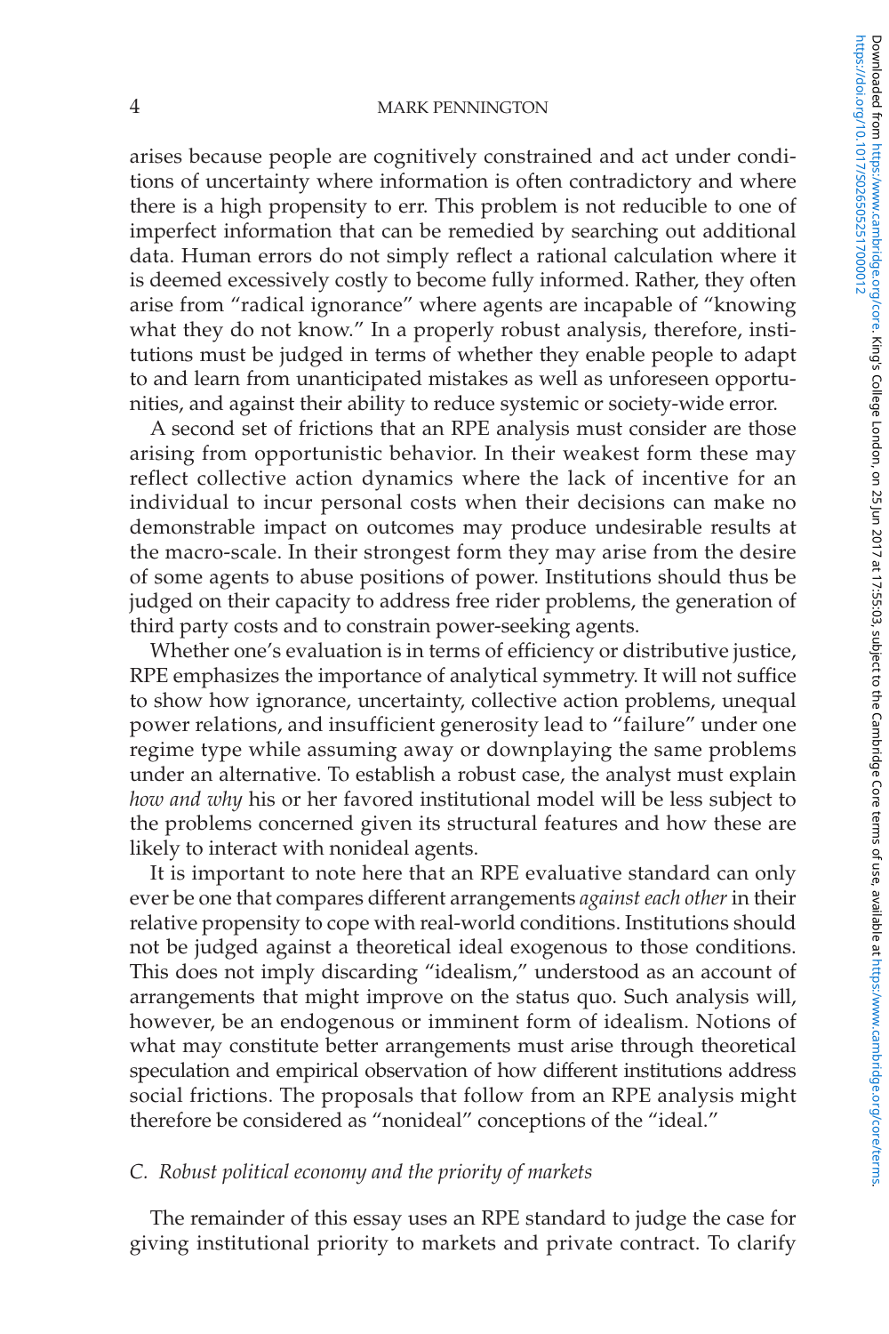arises because people are cognitively constrained and act under conditions of uncertainty where information is often contradictory and where there is a high propensity to err. This problem is not reducible to one of imperfect information that can be remedied by searching out additional data. Human errors do not simply reflect a rational calculation where it is deemed excessively costly to become fully informed. Rather, they often arise from "radical ignorance" where agents are incapable of "knowing what they do not know." In a properly robust analysis, therefore, institutions must be judged in terms of whether they enable people to adapt to and learn from unanticipated mistakes as well as unforeseen opportunities, and against their ability to reduce systemic or society-wide error.

A second set of frictions that an RPE analysis must consider are those arising from opportunistic behavior. In their weakest form these may reflect collective action dynamics where the lack of incentive for an individual to incur personal costs when their decisions can make no demonstrable impact on outcomes may produce undesirable results at the macro-scale. In their strongest form they may arise from the desire of some agents to abuse positions of power. Institutions should thus be judged on their capacity to address free rider problems, the generation of third party costs and to constrain power-seeking agents.

Whether one's evaluation is in terms of efficiency or distributive justice, RPE emphasizes the importance of analytical symmetry. It will not suffice to show how ignorance, uncertainty, collective action problems, unequal power relations, and insufficient generosity lead to "failure" under one regime type while assuming away or downplaying the same problems under an alternative. To establish a robust case, the analyst must explain *how and why* his or her favored institutional model will be less subject to the problems concerned given its structural features and how these are likely to interact with nonideal agents.

It is important to note here that an RPE evaluative standard can only ever be one that compares different arrangements *against each other* in their relative propensity to cope with real-world conditions. Institutions should not be judged against a theoretical ideal exogenous to those conditions. This does not imply discarding "idealism," understood as an account of arrangements that might improve on the status quo. Such analysis will, however, be an endogenous or imminent form of idealism. Notions of what may constitute better arrangements must arise through theoretical speculation and empirical observation of how different institutions address social frictions. The proposals that follow from an RPE analysis might therefore be considered as "nonideal" conceptions of the "ideal."

### *C. Robust political economy and the priority of markets*

The remainder of this essay uses an RPE standard to judge the case for giving institutional priority to markets and private contract. To clarify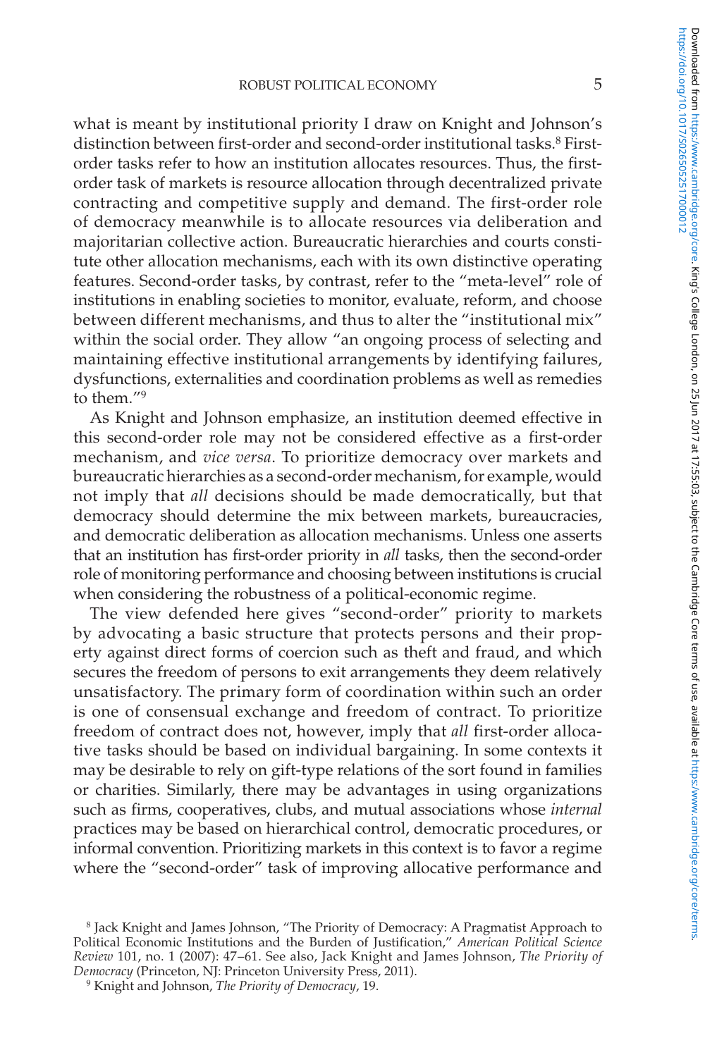what is meant by institutional priority I draw on Knight and Johnson's distinction between first-order and second-order institutional tasks.[8] First-order tasks refer to how an institution allocates resources. Thus, the first-order task of markets is resource allocation through decentralized private contracting and competitive supply and demand. The first-order role of democracy meanwhile is to allocate resources via deliberation and majoritarian collective action. Bureaucratic hierarchies and courts constitute other allocation mechanisms, each with its own distinctive operating features. Second-order tasks, by contrast, refer to the "meta-level" role of institutions in enabling societies to monitor, evaluate, reform, and choose between different mechanisms, and thus to alter the "institutional mix" within the social order. They allow "an ongoing process of selecting and maintaining effective institutional arrangements by identifying failures, dysfunctions, externalities and coordination problems as well as remedies to them."[9]

As Knight and Johnson emphasize, an institution deemed effective in this second-order role may not be considered effective as a first-order mechanism, and *vice versa*. To prioritize democracy over markets and bureaucratic hierarchies as a second-order mechanism, for example, would not imply that *all* decisions should be made democratically, but that democracy should determine the mix between markets, bureaucracies, and democratic deliberation as allocation mechanisms. Unless one asserts that an institution has first-order priority in *all* tasks, then the second-order role of monitoring performance and choosing between institutions is crucial when considering the robustness of a political-economic regime.

The view defended here gives "second-order" priority to markets by advocating a basic structure that protects persons and their property against direct forms of coercion such as theft and fraud, and which secures the freedom of persons to exit arrangements they deem relatively unsatisfactory. The primary form of coordination within such an order is one of consensual exchange and freedom of contract. To prioritize freedom of contract does not, however, imply that *all* first-order allocative tasks should be based on individual bargaining. In some contexts it may be desirable to rely on gift-type relations of the sort found in families or charities. Similarly, there may be advantages in using organizations such as firms, cooperatives, clubs, and mutual associations whose *internal* practices may be based on hierarchical control, democratic procedures, or informal convention. Prioritizing markets in this context is to favor a regime where the "second-order" task of improving allocative performance and

[8] Jack Knight and James Johnson, "The Priority of Democracy: A Pragmatist Approach to Political Economic Institutions and the Burden of Justification," *American Political Science Review* 101, no. 1 (2007): 47–61. See also, Jack Knight and James Johnson, *The Priority of Democracy* (Princeton, NJ: Princeton University Press, 2011).

[9] Knight and Johnson, *The Priority of Democracy*, 19.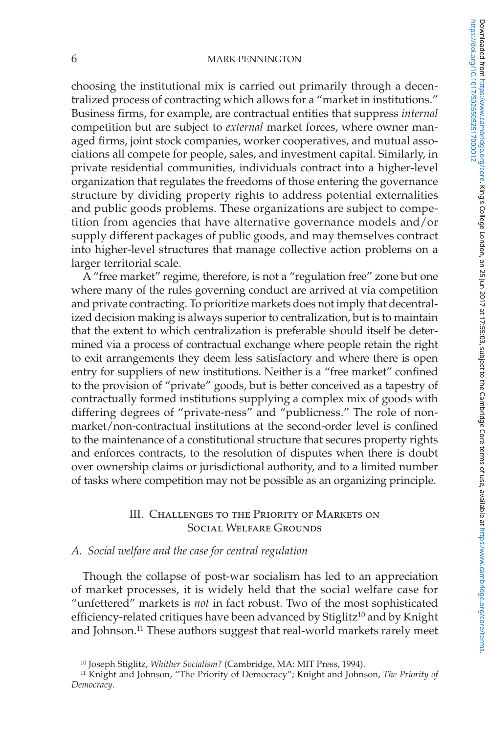choosing the institutional mix is carried out primarily through a decentralized process of contracting which allows for a "market in institutions." Business firms, for example, are contractual entities that suppress *internal* competition but are subject to *external* market forces, where owner managed firms, joint stock companies, worker cooperatives, and mutual associations all compete for people, sales, and investment capital. Similarly, in private residential communities, individuals contract into a higher-level organization that regulates the freedoms of those entering the governance structure by dividing property rights to address potential externalities and public goods problems. These organizations are subject to competition from agencies that have alternative governance models and/or supply different packages of public goods, and may themselves contract into higher-level structures that manage collective action problems on a larger territorial scale.

A "free market" regime, therefore, is not a "regulation free" zone but one where many of the rules governing conduct are arrived at via competition and private contracting. To prioritize markets does not imply that decentralized decision making is always superior to centralization, but is to maintain that the extent to which centralization is preferable should itself be determined via a process of contractual exchange where people retain the right to exit arrangements they deem less satisfactory and where there is open entry for suppliers of new institutions. Neither is a "free market" confined to the provision of "private" goods, but is better conceived as a tapestry of contractually formed institutions supplying a complex mix of goods with differing degrees of "private-ness" and "publicness." The role of non-market/non-contractual institutions at the second-order level is confined to the maintenance of a constitutional structure that secures property rights and enforces contracts, to the resolution of disputes when there is doubt over ownership claims or jurisdictional authority, and to a limited number of tasks where competition may not be possible as an organizing principle.

## III. Challenges to the Priority of Markets on Social Welfare Grounds

### A. *Social welfare and the case for central regulation*

Though the collapse of post-war socialism has led to an appreciation of market processes, it is widely held that the social welfare case for "unfettered" markets is *not* in fact robust. Two of the most sophisticated efficiency-related critiques have been advanced by Stiglitz[10] and by Knight and Johnson.[11] These authors suggest that real-world markets rarely meet

[10] Joseph Stiglitz, *Whither Socialism?* (Cambridge, MA: MIT Press, 1994).

[11] Knight and Johnson, "The Priority of Democracy"; Knight and Johnson, *The Priority of Democracy*.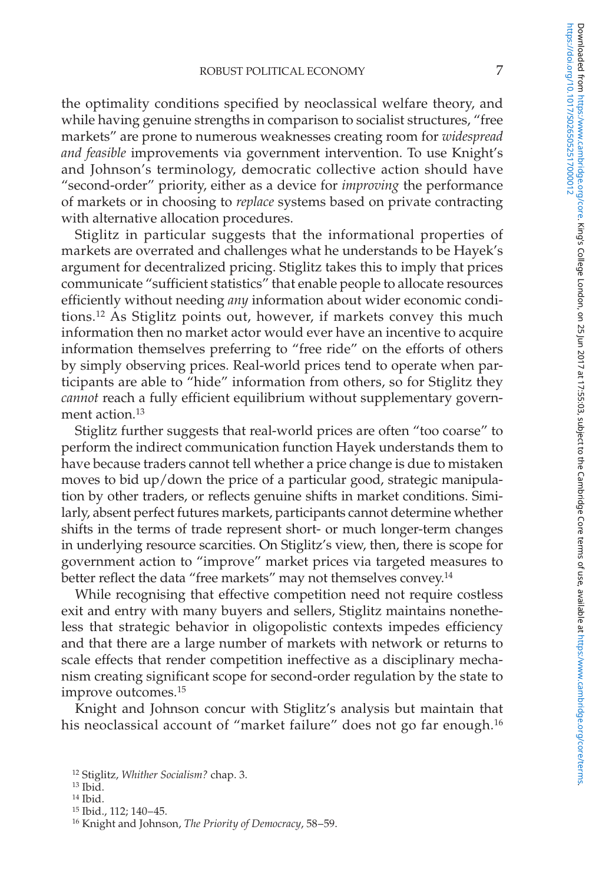the optimality conditions specified by neoclassical welfare theory, and while having genuine strengths in comparison to socialist structures, "free markets" are prone to numerous weaknesses creating room for *widespread and feasible* improvements via government intervention. To use Knight's and Johnson's terminology, democratic collective action should have "second-order" priority, either as a device for *improving* the performance of markets or in choosing to *replace* systems based on private contracting with alternative allocation procedures.

Stiglitz in particular suggests that the informational properties of markets are overrated and challenges what he understands to be Hayek's argument for decentralized pricing. Stiglitz takes this to imply that prices communicate "sufficient statistics" that enable people to allocate resources efficiently without needing *any* information about wider economic conditions.[12] As Stiglitz points out, however, if markets convey this much information then no market actor would ever have an incentive to acquire information themselves preferring to "free ride" on the efforts of others by simply observing prices. Real-world prices tend to operate when participants are able to "hide" information from others, so for Stiglitz they *cannot* reach a fully efficient equilibrium without supplementary government action.[13]

Stiglitz further suggests that real-world prices are often "too coarse" to perform the indirect communication function Hayek understands them to have because traders cannot tell whether a price change is due to mistaken moves to bid up/down the price of a particular good, strategic manipulation by other traders, or reflects genuine shifts in market conditions. Similarly, absent perfect futures markets, participants cannot determine whether shifts in the terms of trade represent short- or much longer-term changes in underlying resource scarcities. On Stiglitz's view, then, there is scope for government action to "improve" market prices via targeted measures to better reflect the data "free markets" may not themselves convey.[14]

While recognising that effective competition need not require costless exit and entry with many buyers and sellers, Stiglitz maintains nonetheless that strategic behavior in oligopolistic contexts impedes efficiency and that there are a large number of markets with network or returns to scale effects that render competition ineffective as a disciplinary mechanism creating significant scope for second-order regulation by the state to improve outcomes.[15]

Knight and Johnson concur with Stiglitz's analysis but maintain that his neoclassical account of "market failure" does not go far enough.[16]

[12] Stiglitz, *Whither Socialism?* chap. 3.

[13] Ibid.

[14] Ibid.

[15] Ibid., 112; 140–45.

[16] Knight and Johnson, *The Priority of Democracy*, 58–59.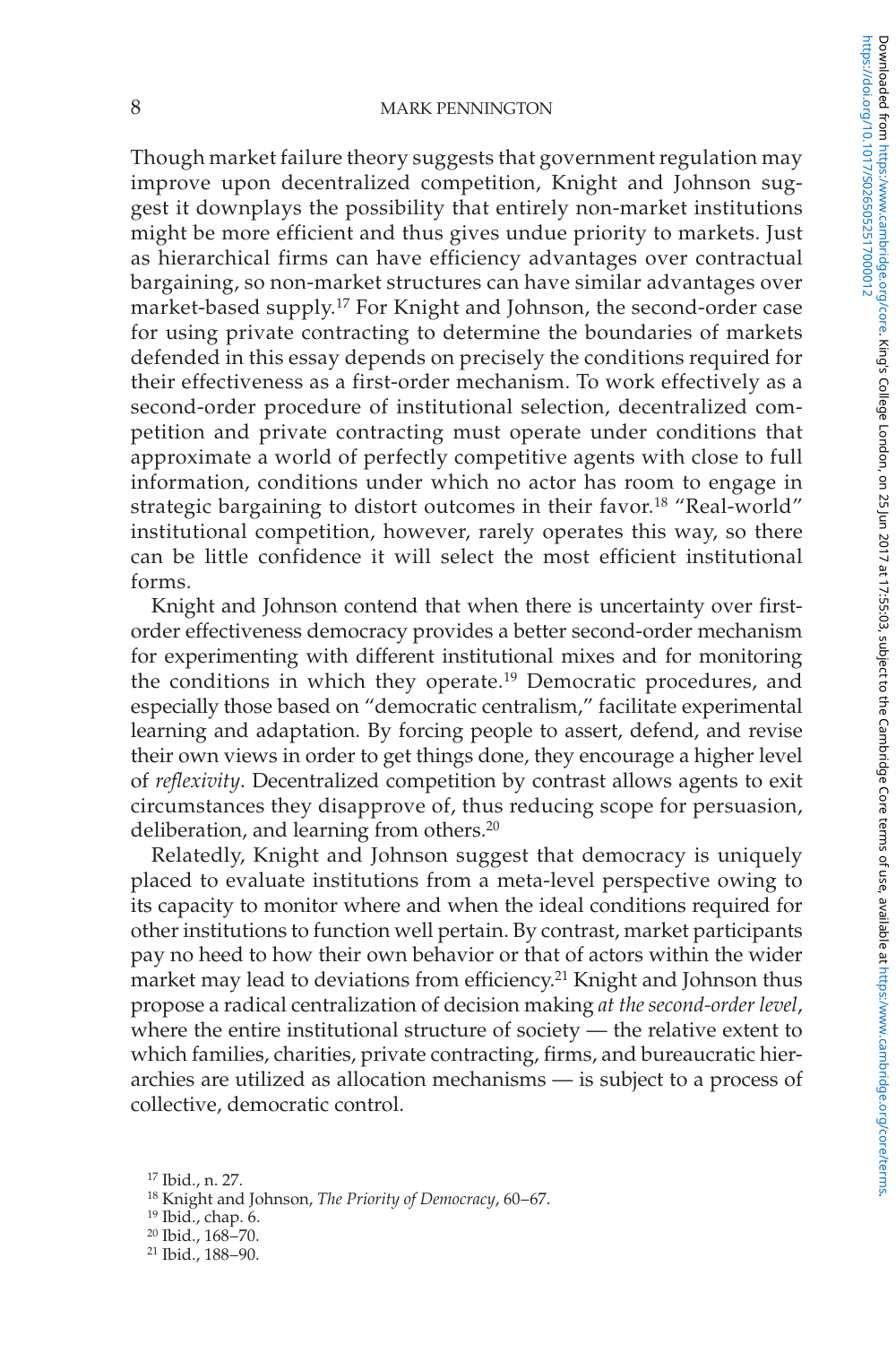Though market failure theory suggests that government regulation may improve upon decentralized competition, Knight and Johnson suggest it downplays the possibility that entirely non-market institutions might be more efficient and thus gives undue priority to markets. Just as hierarchical firms can have efficiency advantages over contractual bargaining, so non-market structures can have similar advantages over market-based supply.[17] For Knight and Johnson, the second-order case for using private contracting to determine the boundaries of markets defended in this essay depends on precisely the conditions required for their effectiveness as a first-order mechanism. To work effectively as a second-order procedure of institutional selection, decentralized competition and private contracting must operate under conditions that approximate a world of perfectly competitive agents with close to full information, conditions under which no actor has room to engage in strategic bargaining to distort outcomes in their favor.[18] "Real-world" institutional competition, however, rarely operates this way, so there can be little confidence it will select the most efficient institutional forms.

Knight and Johnson contend that when there is uncertainty over first-order effectiveness democracy provides a better second-order mechanism for experimenting with different institutional mixes and for monitoring the conditions in which they operate.[19] Democratic procedures, and especially those based on "democratic centralism," facilitate experimental learning and adaptation. By forcing people to assert, defend, and revise their own views in order to get things done, they encourage a higher level of *reflexivity*. Decentralized competition by contrast allows agents to exit circumstances they disapprove of, thus reducing scope for persuasion, deliberation, and learning from others.[20]

Relatedly, Knight and Johnson suggest that democracy is uniquely placed to evaluate institutions from a meta-level perspective owing to its capacity to monitor where and when the ideal conditions required for other institutions to function well pertain. By contrast, market participants pay no heed to how their own behavior or that of actors within the wider market may lead to deviations from efficiency.[21] Knight and Johnson thus propose a radical centralization of decision making *at the second-order level*, where the entire institutional structure of society — the relative extent to which families, charities, private contracting, firms, and bureaucratic hierarchies are utilized as allocation mechanisms — is subject to a process of collective, democratic control.

[17] Ibid., n. 27.

[18] Knight and Johnson, *The Priority of Democracy*, 60–67.

[19] Ibid., chap. 6.

[20] Ibid., 168–70.

[21] Ibid., 188–90.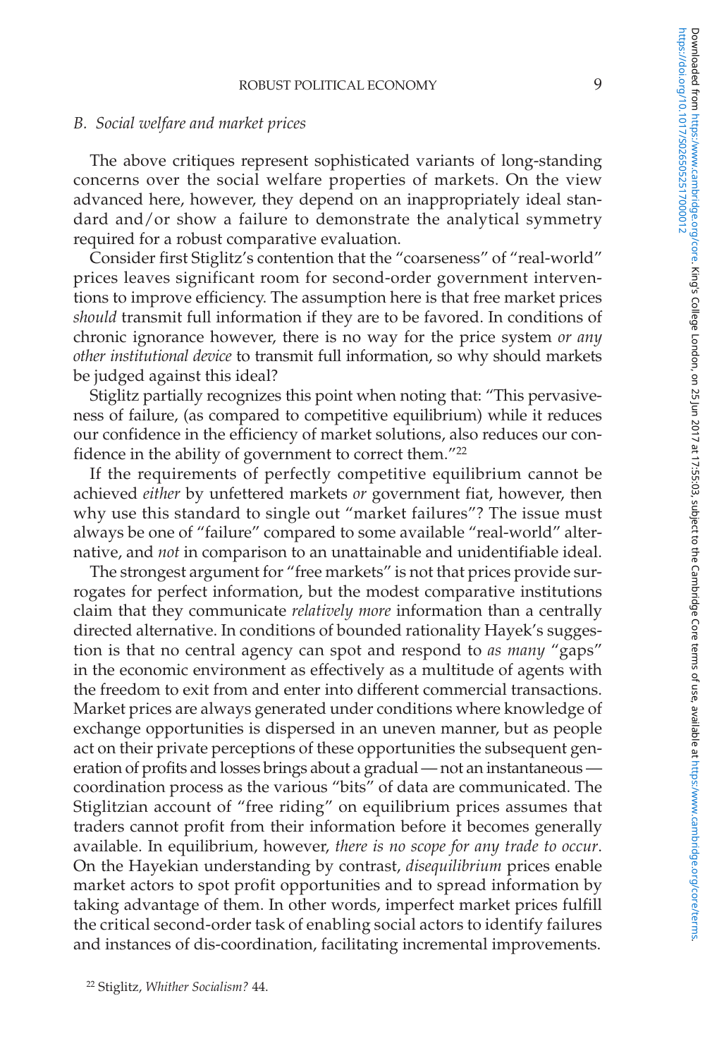### B. Social welfare and market prices

The above critiques represent sophisticated variants of long-standing concerns over the social welfare properties of markets. On the view advanced here, however, they depend on an inappropriately ideal standard and/or show a failure to demonstrate the analytical symmetry required for a robust comparative evaluation.

Consider first Stiglitz's contention that the "coarseness" of "real-world" prices leaves significant room for second-order government interventions to improve efficiency. The assumption here is that free market prices *should* transmit full information if they are to be favored. In conditions of chronic ignorance however, there is no way for the price system *or any other institutional device* to transmit full information, so why should markets be judged against this ideal?

Stiglitz partially recognizes this point when noting that: "This pervasiveness of failure, (as compared to competitive equilibrium) while it reduces our confidence in the efficiency of market solutions, also reduces our confidence in the ability of government to correct them."[22]

If the requirements of perfectly competitive equilibrium cannot be achieved *either* by unfettered markets *or* government fiat, however, then why use this standard to single out "market failures"? The issue must always be one of "failure" compared to some available "real-world" alternative, and *not* in comparison to an unattainable and unidentifiable ideal.

The strongest argument for "free markets" is not that prices provide surrogates for perfect information, but the modest comparative institutions claim that they communicate *relatively more* information than a centrally directed alternative. In conditions of bounded rationality Hayek's suggestion is that no central agency can spot and respond to *as many* "gaps" in the economic environment as effectively as a multitude of agents with the freedom to exit from and enter into different commercial transactions. Market prices are always generated under conditions where knowledge of exchange opportunities is dispersed in an uneven manner, but as people act on their private perceptions of these opportunities the subsequent generation of profits and losses brings about a gradual — not an instantaneous — coordination process as the various "bits" of data are communicated. The Stiglitzian account of "free riding" on equilibrium prices assumes that traders cannot profit from their information before it becomes generally available. In equilibrium, however, *there is no scope for any trade to occur*. On the Hayekian understanding by contrast, *disequilibrium* prices enable market actors to spot profit opportunities and to spread information by taking advantage of them. In other words, imperfect market prices fulfill the critical second-order task of enabling social actors to identify failures and instances of dis-coordination, facilitating incremental improvements.

[22] Stiglitz, *Whither Socialism?* 44.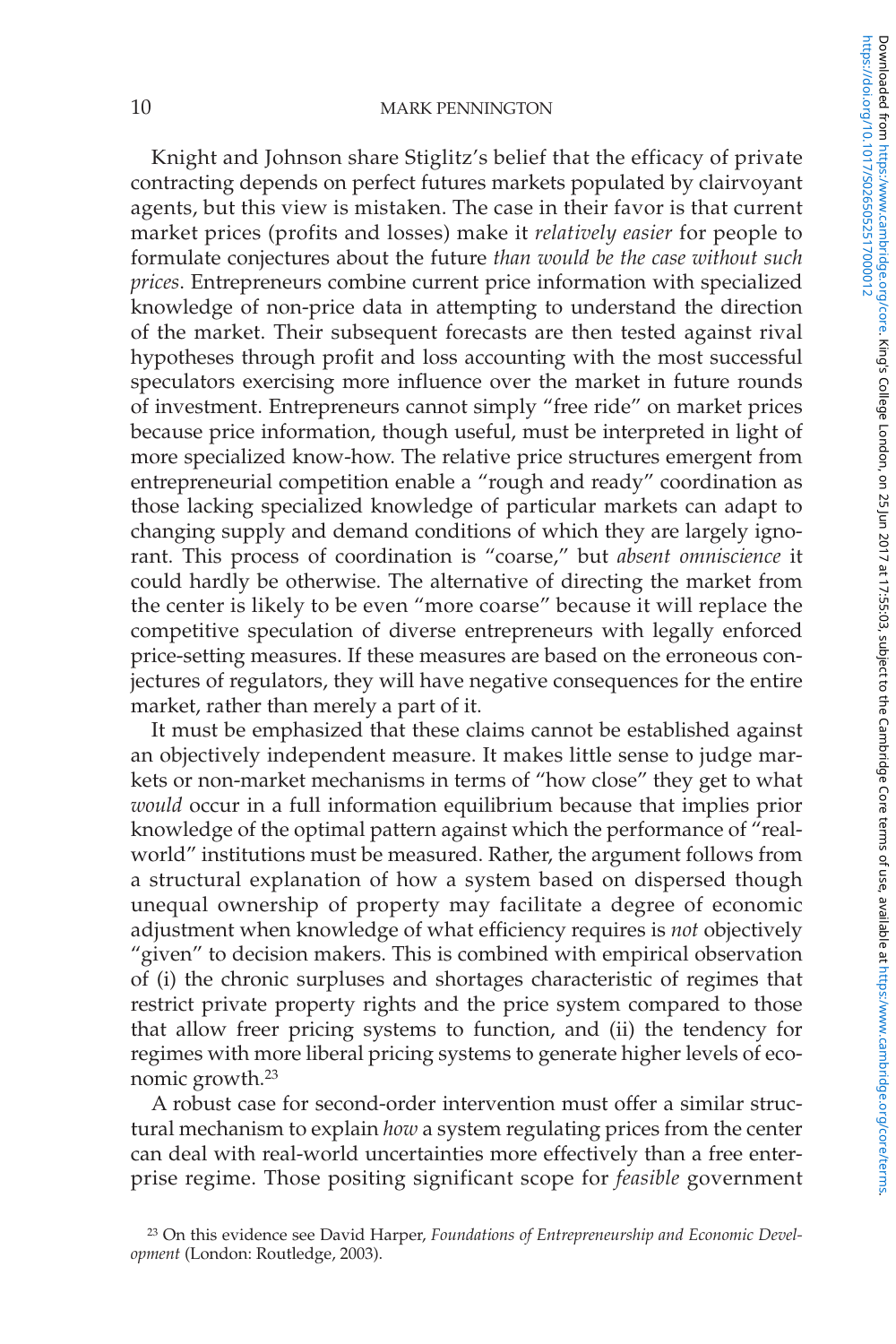Knight and Johnson share Stiglitz's belief that the efficacy of private contracting depends on perfect futures markets populated by clairvoyant agents, but this view is mistaken. The case in their favor is that current market prices (profits and losses) make it *relatively easier* for people to formulate conjectures about the future *than would be the case without such prices*. Entrepreneurs combine current price information with specialized knowledge of non-price data in attempting to understand the direction of the market. Their subsequent forecasts are then tested against rival hypotheses through profit and loss accounting with the most successful speculators exercising more influence over the market in future rounds of investment. Entrepreneurs cannot simply "free ride" on market prices because price information, though useful, must be interpreted in light of more specialized know-how. The relative price structures emergent from entrepreneurial competition enable a "rough and ready" coordination as those lacking specialized knowledge of particular markets can adapt to changing supply and demand conditions of which they are largely ignorant. This process of coordination is "coarse," but *absent omniscience* it could hardly be otherwise. The alternative of directing the market from the center is likely to be even "more coarse" because it will replace the competitive speculation of diverse entrepreneurs with legally enforced price-setting measures. If these measures are based on the erroneous conjectures of regulators, they will have negative consequences for the entire market, rather than merely a part of it.

It must be emphasized that these claims cannot be established against an objectively independent measure. It makes little sense to judge markets or non-market mechanisms in terms of "how close" they get to what *would* occur in a full information equilibrium because that implies prior knowledge of the optimal pattern against which the performance of "real-world" institutions must be measured. Rather, the argument follows from a structural explanation of how a system based on dispersed though unequal ownership of property may facilitate a degree of economic adjustment when knowledge of what efficiency requires is *not* objectively "given" to decision makers. This is combined with empirical observation of (i) the chronic surpluses and shortages characteristic of regimes that restrict private property rights and the price system compared to those that allow freer pricing systems to function, and (ii) the tendency for regimes with more liberal pricing systems to generate higher levels of economic growth.[23]

A robust case for second-order intervention must offer a similar structural mechanism to explain *how* a system regulating prices from the center can deal with real-world uncertainties more effectively than a free enterprise regime. Those positing significant scope for *feasible* government

[23] On this evidence see David Harper, *Foundations of Entrepreneurship and Economic Development* (London: Routledge, 2003).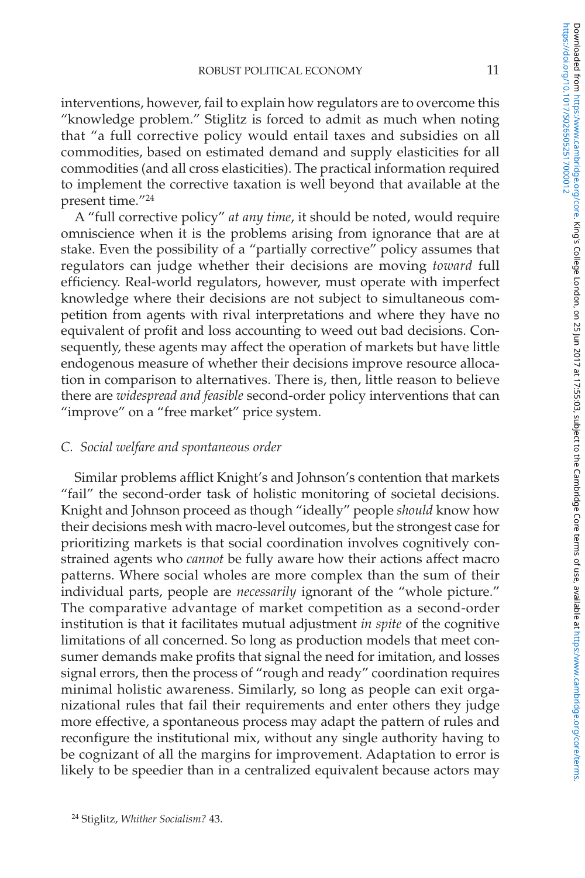interventions, however, fail to explain how regulators are to overcome this "knowledge problem." Stiglitz is forced to admit as much when noting that "a full corrective policy would entail taxes and subsidies on all commodities, based on estimated demand and supply elasticities for all commodities (and all cross elasticities). The practical information required to implement the corrective taxation is well beyond that available at the present time."[24]

A "full corrective policy" *at any time*, it should be noted, would require omniscience when it is the problems arising from ignorance that are at stake. Even the possibility of a "partially corrective" policy assumes that regulators can judge whether their decisions are moving *toward* full efficiency. Real-world regulators, however, must operate with imperfect knowledge where their decisions are not subject to simultaneous competition from agents with rival interpretations and where they have no equivalent of profit and loss accounting to weed out bad decisions. Consequently, these agents may affect the operation of markets but have little endogenous measure of whether their decisions improve resource allocation in comparison to alternatives. There is, then, little reason to believe there are *widespread and feasible* second-order policy interventions that can "improve" on a "free market" price system.

### C. *Social welfare and spontaneous order*

Similar problems afflict Knight's and Johnson's contention that markets "fail" the second-order task of holistic monitoring of societal decisions. Knight and Johnson proceed as though "ideally" people *should* know how their decisions mesh with macro-level outcomes, but the strongest case for prioritizing markets is that social coordination involves cognitively constrained agents who *cannot* be fully aware how their actions affect macro patterns. Where social wholes are more complex than the sum of their individual parts, people are *necessarily* ignorant of the "whole picture." The comparative advantage of market competition as a second-order institution is that it facilitates mutual adjustment *in spite* of the cognitive limitations of all concerned. So long as production models that meet consumer demands make profits that signal the need for imitation, and losses signal errors, then the process of "rough and ready" coordination requires minimal holistic awareness. Similarly, so long as people can exit organizational rules that fail their requirements and enter others they judge more effective, a spontaneous process may adapt the pattern of rules and reconfigure the institutional mix, without any single authority having to be cognizant of all the margins for improvement. Adaptation to error is likely to be speedier than in a centralized equivalent because actors may

[24] Stiglitz, *Whither Socialism?* 43.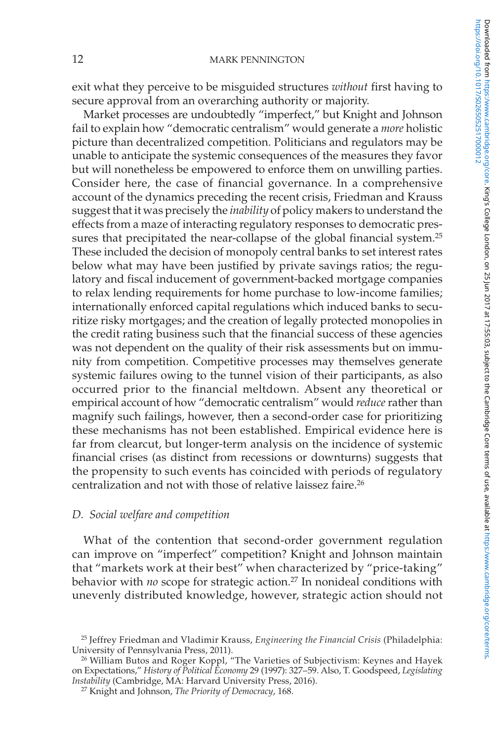exit what they perceive to be misguided structures *without* first having to secure approval from an overarching authority or majority.

Market processes are undoubtedly "imperfect," but Knight and Johnson fail to explain how "democratic centralism" would generate a *more* holistic picture than decentralized competition. Politicians and regulators may be unable to anticipate the systemic consequences of the measures they favor but will nonetheless be empowered to enforce them on unwilling parties. Consider here, the case of financial governance. In a comprehensive account of the dynamics preceding the recent crisis, Friedman and Krauss suggest that it was precisely the *inability* of policy makers to understand the effects from a maze of interacting regulatory responses to democratic pressures that precipitated the near-collapse of the global financial system.[25] These included the decision of monopoly central banks to set interest rates below what may have been justified by private savings ratios; the regulatory and fiscal inducement of government-backed mortgage companies to relax lending requirements for home purchase to low-income families; internationally enforced capital regulations which induced banks to securitize risky mortgages; and the creation of legally protected monopolies in the credit rating business such that the financial success of these agencies was not dependent on the quality of their risk assessments but on immunity from competition. Competitive processes may themselves generate systemic failures owing to the tunnel vision of their participants, as also occurred prior to the financial meltdown. Absent any theoretical or empirical account of how "democratic centralism" would *reduce* rather than magnify such failings, however, then a second-order case for prioritizing these mechanisms has not been established. Empirical evidence here is far from clearcut, but longer-term analysis on the incidence of systemic financial crises (as distinct from recessions or downturns) suggests that the propensity to such events has coincided with periods of regulatory centralization and not with those of relative laissez faire.[26]

### *D. Social welfare and competition*

What of the contention that second-order government regulation can improve on "imperfect" competition? Knight and Johnson maintain that "markets work at their best" when characterized by "price-taking" behavior with *no* scope for strategic action.[27] In nonideal conditions with unevenly distributed knowledge, however, strategic action should not

[25] Jeffrey Friedman and Vladimir Krauss, *Engineering the Financial Crisis* (Philadelphia: University of Pennsylvania Press, 2011).

[26] William Butos and Roger Koppl, "The Varieties of Subjectivism: Keynes and Hayek on Expectations," *History of Political Economy* 29 (1997): 327–59. Also, T. Goodspeed, *Legislating Instability* (Cambridge, MA: Harvard University Press, 2016).

[27] Knight and Johnson, *The Priority of Democracy*, 168.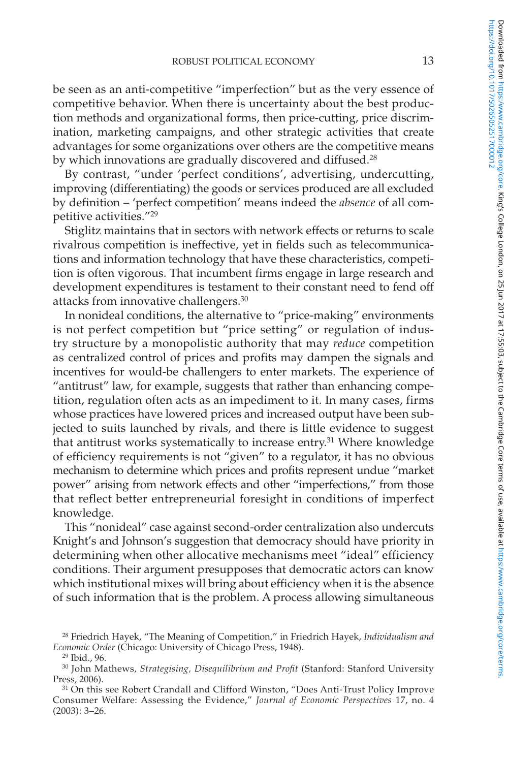be seen as an anti-competitive "imperfection" but as the very essence of competitive behavior. When there is uncertainty about the best production methods and organizational forms, then price-cutting, price discrimination, marketing campaigns, and other strategic activities that create advantages for some organizations over others are the competitive means by which innovations are gradually discovered and diffused.[28]

By contrast, "under 'perfect conditions', advertising, undercutting, improving (differentiating) the goods or services produced are all excluded by definition – 'perfect competition' means indeed the *absence* of all competitive activities."[29]

Stiglitz maintains that in sectors with network effects or returns to scale rivalrous competition is ineffective, yet in fields such as telecommunications and information technology that have these characteristics, competition is often vigorous. That incumbent firms engage in large research and development expenditures is testament to their constant need to fend off attacks from innovative challengers.[30]

In nonideal conditions, the alternative to "price-making" environments is not perfect competition but "price setting" or regulation of industry structure by a monopolistic authority that may *reduce* competition as centralized control of prices and profits may dampen the signals and incentives for would-be challengers to enter markets. The experience of "antitrust" law, for example, suggests that rather than enhancing competition, regulation often acts as an impediment to it. In many cases, firms whose practices have lowered prices and increased output have been subjected to suits launched by rivals, and there is little evidence to suggest that antitrust works systematically to increase entry.[31] Where knowledge of efficiency requirements is not "given" to a regulator, it has no obvious mechanism to determine which prices and profits represent undue "market power" arising from network effects and other "imperfections," from those that reflect better entrepreneurial foresight in conditions of imperfect knowledge.

This "nonideal" case against second-order centralization also undercuts Knight's and Johnson's suggestion that democracy should have priority in determining when other allocative mechanisms meet "ideal" efficiency conditions. Their argument presupposes that democratic actors can know which institutional mixes will bring about efficiency when it is the absence of such information that is the problem. A process allowing simultaneous

[28] Friedrich Hayek, "The Meaning of Competition," in Friedrich Hayek, *Individualism and Economic Order* (Chicago: University of Chicago Press, 1948).

[29] Ibid., 96.

[30] John Mathews, *Strategising, Disequilibrium and Profit* (Stanford: Stanford University Press, 2006).

[31] On this see Robert Crandall and Clifford Winston, "Does Anti-Trust Policy Improve Consumer Welfare: Assessing the Evidence," *Journal of Economic Perspectives* 17, no. 4 (2003): 3–26.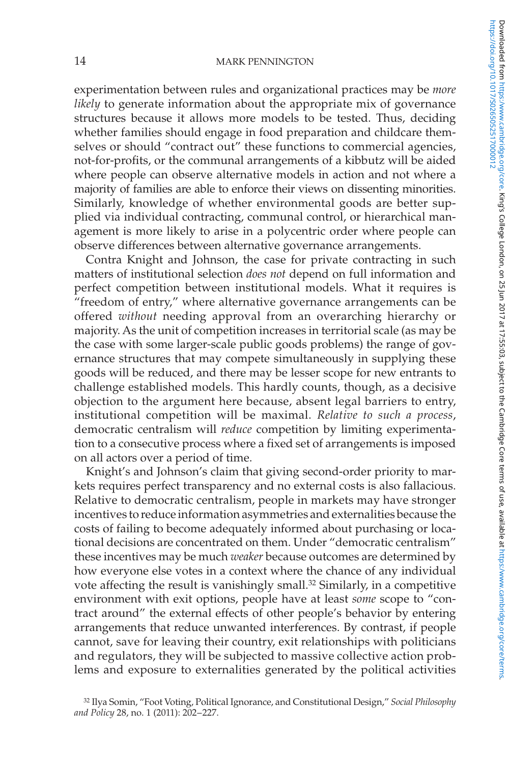experimentation between rules and organizational practices may be *more likely* to generate information about the appropriate mix of governance structures because it allows more models to be tested. Thus, deciding whether families should engage in food preparation and childcare themselves or should "contract out" these functions to commercial agencies, not-for-profits, or the communal arrangements of a kibbutz will be aided where people can observe alternative models in action and not where a majority of families are able to enforce their views on dissenting minorities. Similarly, knowledge of whether environmental goods are better supplied via individual contracting, communal control, or hierarchical management is more likely to arise in a polycentric order where people can observe differences between alternative governance arrangements.

Contra Knight and Johnson, the case for private contracting in such matters of institutional selection *does not* depend on full information and perfect competition between institutional models. What it requires is "freedom of entry," where alternative governance arrangements can be offered *without* needing approval from an overarching hierarchy or majority. As the unit of competition increases in territorial scale (as may be the case with some larger-scale public goods problems) the range of governance structures that may compete simultaneously in supplying these goods will be reduced, and there may be lesser scope for new entrants to challenge established models. This hardly counts, though, as a decisive objection to the argument here because, absent legal barriers to entry, institutional competition will be maximal. *Relative to such a process*, democratic centralism will *reduce* competition by limiting experimentation to a consecutive process where a fixed set of arrangements is imposed on all actors over a period of time.

Knight's and Johnson's claim that giving second-order priority to markets requires perfect transparency and no external costs is also fallacious. Relative to democratic centralism, people in markets may have stronger incentives to reduce information asymmetries and externalities because the costs of failing to become adequately informed about purchasing or locational decisions are concentrated on them. Under "democratic centralism" these incentives may be much *weaker* because outcomes are determined by how everyone else votes in a context where the chance of any individual vote affecting the result is vanishingly small.[32] Similarly, in a competitive environment with exit options, people have at least *some* scope to "contract around" the external effects of other people's behavior by entering arrangements that reduce unwanted interferences. By contrast, if people cannot, save for leaving their country, exit relationships with politicians and regulators, they will be subjected to massive collective action problems and exposure to externalities generated by the political activities

[32] Ilya Somin, "Foot Voting, Political Ignorance, and Constitutional Design," *Social Philosophy and Policy* 28, no. 1 (2011): 202–227.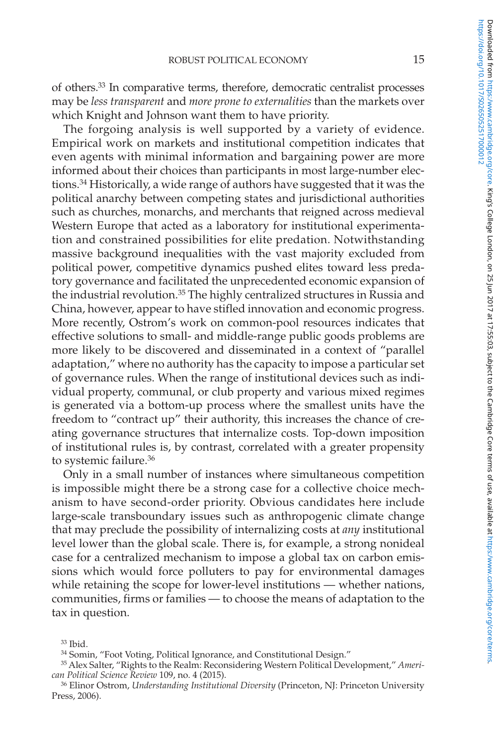of others.[33] In comparative terms, therefore, democratic centralist processes may be *less transparent* and *more prone to externalities* than the markets over which Knight and Johnson want them to have priority.

The forgoing analysis is well supported by a variety of evidence. Empirical work on markets and institutional competition indicates that even agents with minimal information and bargaining power are more informed about their choices than participants in most large-number elections.[34] Historically, a wide range of authors have suggested that it was the political anarchy between competing states and jurisdictional authorities such as churches, monarchs, and merchants that reigned across medieval Western Europe that acted as a laboratory for institutional experimentation and constrained possibilities for elite predation. Notwithstanding massive background inequalities with the vast majority excluded from political power, competitive dynamics pushed elites toward less predatory governance and facilitated the unprecedented economic expansion of the industrial revolution.[35] The highly centralized structures in Russia and China, however, appear to have stifled innovation and economic progress. More recently, Ostrom's work on common-pool resources indicates that effective solutions to small- and middle-range public goods problems are more likely to be discovered and disseminated in a context of "parallel adaptation," where no authority has the capacity to impose a particular set of governance rules. When the range of institutional devices such as individual property, communal, or club property and various mixed regimes is generated via a bottom-up process where the smallest units have the freedom to "contract up" their authority, this increases the chance of creating governance structures that internalize costs. Top-down imposition of institutional rules is, by contrast, correlated with a greater propensity to systemic failure.[36]

Only in a small number of instances where simultaneous competition is impossible might there be a strong case for a collective choice mechanism to have second-order priority. Obvious candidates here include large-scale transboundary issues such as anthropogenic climate change that may preclude the possibility of internalizing costs at *any* institutional level lower than the global scale. There is, for example, a strong nonideal case for a centralized mechanism to impose a global tax on carbon emissions which would force polluters to pay for environmental damages while retaining the scope for lower-level institutions — whether nations, communities, firms or families — to choose the means of adaptation to the tax in question.

[33] Ibid.

[34] Somin, "Foot Voting, Political Ignorance, and Constitutional Design."

[35] Alex Salter, "Rights to the Realm: Reconsidering Western Political Development," *American Political Science Review* 109, no. 4 (2015).

[36] Elinor Ostrom, *Understanding Institutional Diversity* (Princeton, NJ: Princeton University Press, 2006).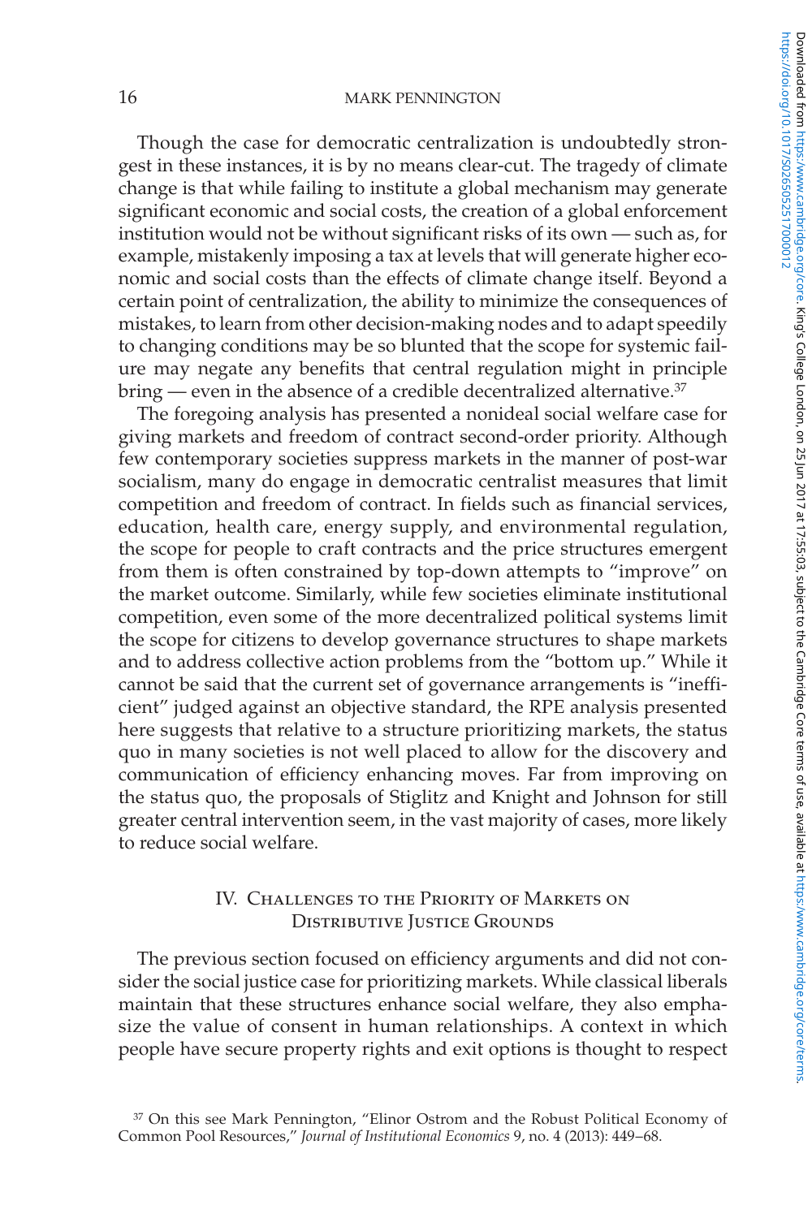Though the case for democratic centralization is undoubtedly strongest in these instances, it is by no means clear-cut. The tragedy of climate change is that while failing to institute a global mechanism may generate significant economic and social costs, the creation of a global enforcement institution would not be without significant risks of its own — such as, for example, mistakenly imposing a tax at levels that will generate higher economic and social costs than the effects of climate change itself. Beyond a certain point of centralization, the ability to minimize the consequences of mistakes, to learn from other decision-making nodes and to adapt speedily to changing conditions may be so blunted that the scope for systemic failure may negate any benefits that central regulation might in principle bring — even in the absence of a credible decentralized alternative.[37]

The foregoing analysis has presented a nonideal social welfare case for giving markets and freedom of contract second-order priority. Although few contemporary societies suppress markets in the manner of post-war socialism, many do engage in democratic centralist measures that limit competition and freedom of contract. In fields such as financial services, education, health care, energy supply, and environmental regulation, the scope for people to craft contracts and the price structures emergent from them is often constrained by top-down attempts to "improve" on the market outcome. Similarly, while few societies eliminate institutional competition, even some of the more decentralized political systems limit the scope for citizens to develop governance structures to shape markets and to address collective action problems from the "bottom up." While it cannot be said that the current set of governance arrangements is "inefficient" judged against an objective standard, the RPE analysis presented here suggests that relative to a structure prioritizing markets, the status quo in many societies is not well placed to allow for the discovery and communication of efficiency enhancing moves. Far from improving on the status quo, the proposals of Stiglitz and Knight and Johnson for still greater central intervention seem, in the vast majority of cases, more likely to reduce social welfare.

## IV. Challenges to the Priority of Markets on Distributive Justice Grounds

The previous section focused on efficiency arguments and did not consider the social justice case for prioritizing markets. While classical liberals maintain that these structures enhance social welfare, they also emphasize the value of consent in human relationships. A context in which people have secure property rights and exit options is thought to respect

[37] On this see Mark Pennington, "Elinor Ostrom and the Robust Political Economy of Common Pool Resources," *Journal of Institutional Economics* 9, no. 4 (2013): 449–68.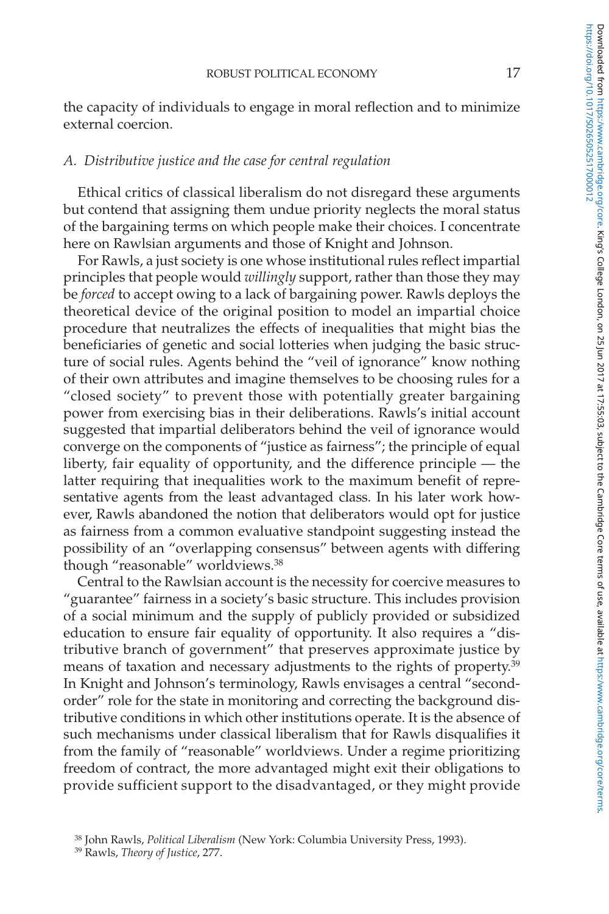the capacity of individuals to engage in moral reflection and to minimize external coercion.

### *A. Distributive justice and the case for central regulation*

Ethical critics of classical liberalism do not disregard these arguments but contend that assigning them undue priority neglects the moral status of the bargaining terms on which people make their choices. I concentrate here on Rawlsian arguments and those of Knight and Johnson.

For Rawls, a just society is one whose institutional rules reflect impartial principles that people would *willingly* support, rather than those they may be *forced* to accept owing to a lack of bargaining power. Rawls deploys the theoretical device of the original position to model an impartial choice procedure that neutralizes the effects of inequalities that might bias the beneficiaries of genetic and social lotteries when judging the basic structure of social rules. Agents behind the "veil of ignorance" know nothing of their own attributes and imagine themselves to be choosing rules for a "closed society" to prevent those with potentially greater bargaining power from exercising bias in their deliberations. Rawls's initial account suggested that impartial deliberators behind the veil of ignorance would converge on the components of "justice as fairness"; the principle of equal liberty, fair equality of opportunity, and the difference principle — the latter requiring that inequalities work to the maximum benefit of representative agents from the least advantaged class. In his later work however, Rawls abandoned the notion that deliberators would opt for justice as fairness from a common evaluative standpoint suggesting instead the possibility of an "overlapping consensus" between agents with differing though "reasonable" worldviews.[38]

Central to the Rawlsian account is the necessity for coercive measures to "guarantee" fairness in a society's basic structure. This includes provision of a social minimum and the supply of publicly provided or subsidized education to ensure fair equality of opportunity. It also requires a "distributive branch of government" that preserves approximate justice by means of taxation and necessary adjustments to the rights of property.[39] In Knight and Johnson's terminology, Rawls envisages a central "second-order" role for the state in monitoring and correcting the background distributive conditions in which other institutions operate. It is the absence of such mechanisms under classical liberalism that for Rawls disqualifies it from the family of "reasonable" worldviews. Under a regime prioritizing freedom of contract, the more advantaged might exit their obligations to provide sufficient support to the disadvantaged, or they might provide

[38] John Rawls, *Political Liberalism* (New York: Columbia University Press, 1993).

[39] Rawls, *Theory of Justice*, 277.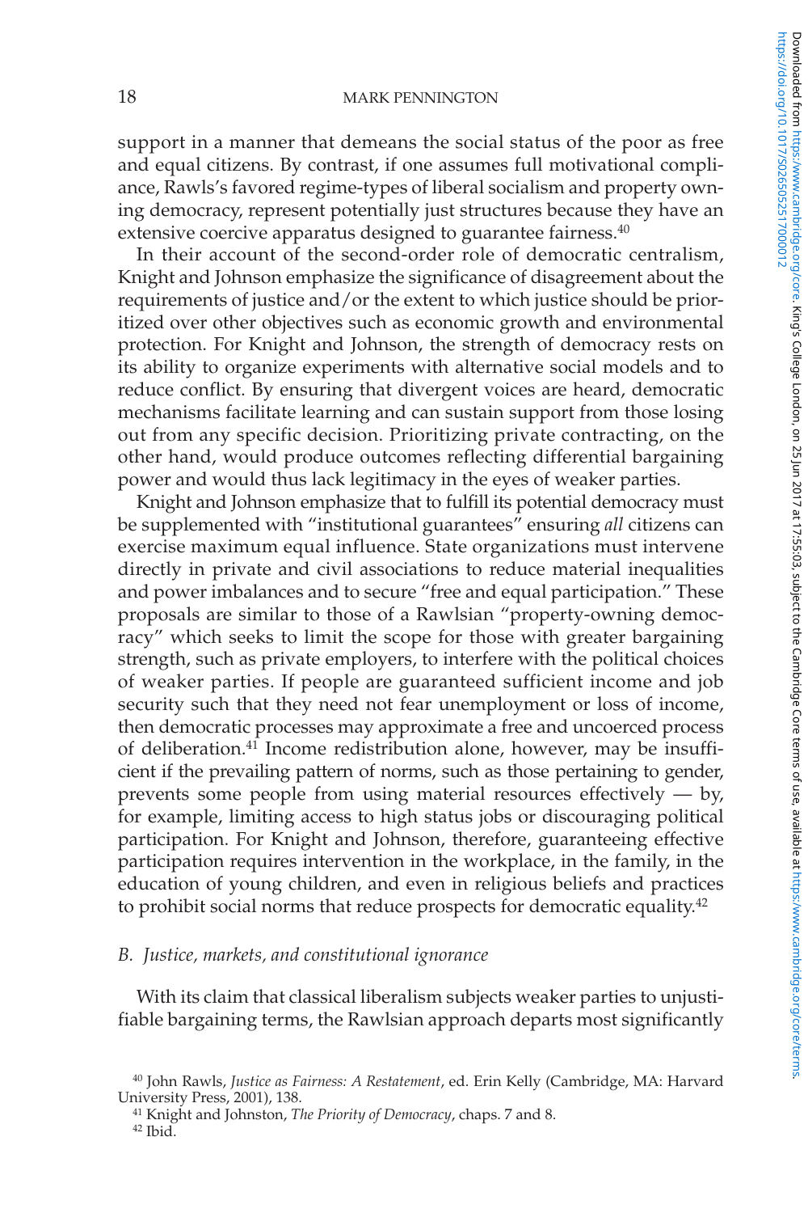support in a manner that demeans the social status of the poor as free and equal citizens. By contrast, if one assumes full motivational compliance, Rawls's favored regime-types of liberal socialism and property owning democracy, represent potentially just structures because they have an extensive coercive apparatus designed to guarantee fairness.[40]

In their account of the second-order role of democratic centralism, Knight and Johnson emphasize the significance of disagreement about the requirements of justice and/or the extent to which justice should be prioritized over other objectives such as economic growth and environmental protection. For Knight and Johnson, the strength of democracy rests on its ability to organize experiments with alternative social models and to reduce conflict. By ensuring that divergent voices are heard, democratic mechanisms facilitate learning and can sustain support from those losing out from any specific decision. Prioritizing private contracting, on the other hand, would produce outcomes reflecting differential bargaining power and would thus lack legitimacy in the eyes of weaker parties.

Knight and Johnson emphasize that to fulfill its potential democracy must be supplemented with "institutional guarantees" ensuring *all* citizens can exercise maximum equal influence. State organizations must intervene directly in private and civil associations to reduce material inequalities and power imbalances and to secure "free and equal participation." These proposals are similar to those of a Rawlsian "property-owning democracy" which seeks to limit the scope for those with greater bargaining strength, such as private employers, to interfere with the political choices of weaker parties. If people are guaranteed sufficient income and job security such that they need not fear unemployment or loss of income, then democratic processes may approximate a free and uncoerced process of deliberation.[41] Income redistribution alone, however, may be insufficient if the prevailing pattern of norms, such as those pertaining to gender, prevents some people from using material resources effectively — by, for example, limiting access to high status jobs or discouraging political participation. For Knight and Johnson, therefore, guaranteeing effective participation requires intervention in the workplace, in the family, in the education of young children, and even in religious beliefs and practices to prohibit social norms that reduce prospects for democratic equality.[42]

### B. *Justice, markets, and constitutional ignorance*

With its claim that classical liberalism subjects weaker parties to unjustifiable bargaining terms, the Rawlsian approach departs most significantly

---

[40] John Rawls, *Justice as Fairness: A Restatement*, ed. Erin Kelly (Cambridge, MA: Harvard University Press, 2001), 138.

[41] Knight and Johnston, *The Priority of Democracy*, chaps. 7 and 8.

[42] Ibid.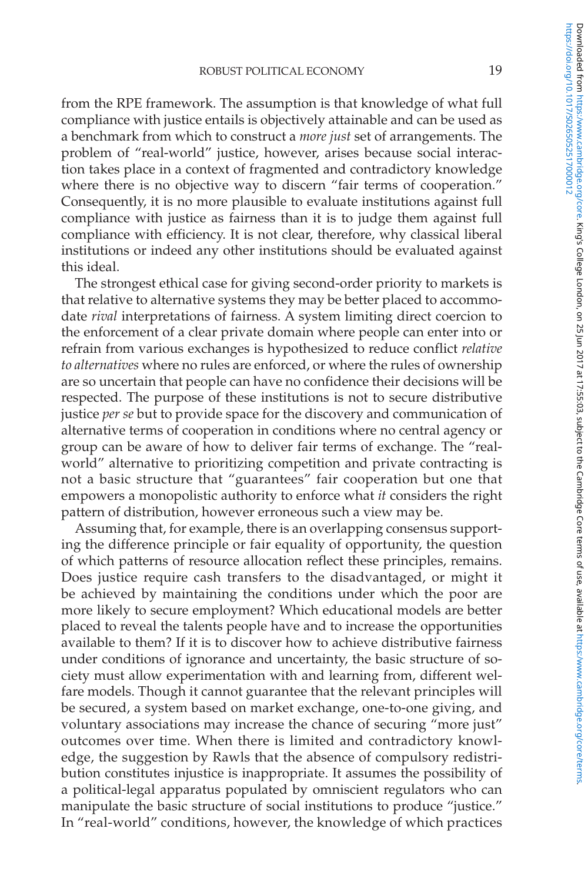from the RPE framework. The assumption is that knowledge of what full compliance with justice entails is objectively attainable and can be used as a benchmark from which to construct a *more just* set of arrangements. The problem of "real-world" justice, however, arises because social interaction takes place in a context of fragmented and contradictory knowledge where there is no objective way to discern "fair terms of cooperation." Consequently, it is no more plausible to evaluate institutions against full compliance with justice as fairness than it is to judge them against full compliance with efficiency. It is not clear, therefore, why classical liberal institutions or indeed any other institutions should be evaluated against this ideal.

The strongest ethical case for giving second-order priority to markets is that relative to alternative systems they may be better placed to accommodate *rival* interpretations of fairness. A system limiting direct coercion to the enforcement of a clear private domain where people can enter into or refrain from various exchanges is hypothesized to reduce conflict *relative to alternatives* where no rules are enforced, or where the rules of ownership are so uncertain that people can have no confidence their decisions will be respected. The purpose of these institutions is not to secure distributive justice *per se* but to provide space for the discovery and communication of alternative terms of cooperation in conditions where no central agency or group can be aware of how to deliver fair terms of exchange. The "real-world" alternative to prioritizing competition and private contracting is not a basic structure that "guarantees" fair cooperation but one that empowers a monopolistic authority to enforce what *it* considers the right pattern of distribution, however erroneous such a view may be.

Assuming that, for example, there is an overlapping consensus supporting the difference principle or fair equality of opportunity, the question of which patterns of resource allocation reflect these principles, remains. Does justice require cash transfers to the disadvantaged, or might it be achieved by maintaining the conditions under which the poor are more likely to secure employment? Which educational models are better placed to reveal the talents people have and to increase the opportunities available to them? If it is to discover how to achieve distributive fairness under conditions of ignorance and uncertainty, the basic structure of society must allow experimentation with and learning from, different welfare models. Though it cannot guarantee that the relevant principles will be secured, a system based on market exchange, one-to-one giving, and voluntary associations may increase the chance of securing "more just" outcomes over time. When there is limited and contradictory knowledge, the suggestion by Rawls that the absence of compulsory redistribution constitutes injustice is inappropriate. It assumes the possibility of a political-legal apparatus populated by omniscient regulators who can manipulate the basic structure of social institutions to produce "justice." In "real-world" conditions, however, the knowledge of which practices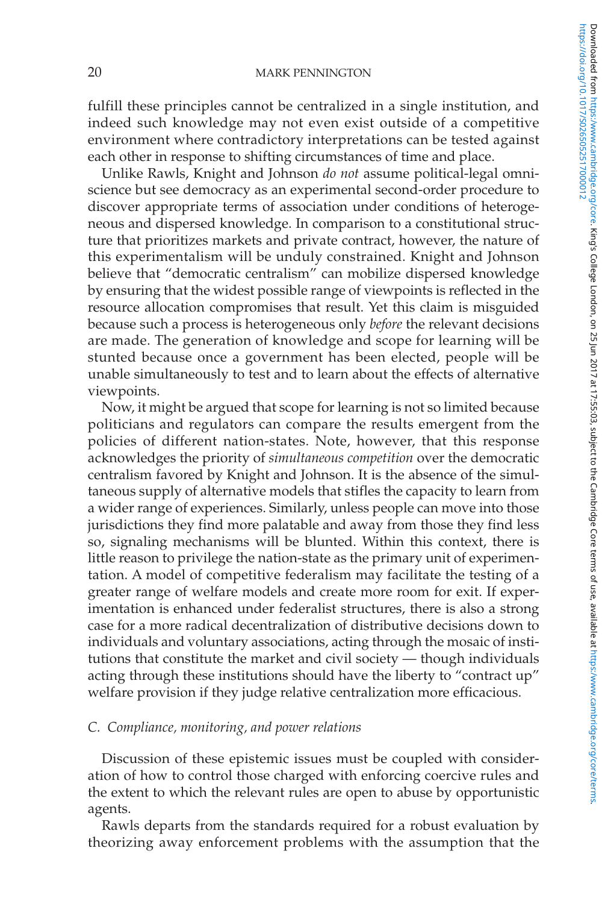fulfill these principles cannot be centralized in a single institution, and indeed such knowledge may not even exist outside of a competitive environment where contradictory interpretations can be tested against each other in response to shifting circumstances of time and place.

Unlike Rawls, Knight and Johnson *do not* assume political-legal omniscience but see democracy as an experimental second-order procedure to discover appropriate terms of association under conditions of heterogeneous and dispersed knowledge. In comparison to a constitutional structure that prioritizes markets and private contract, however, the nature of this experimentalism will be unduly constrained. Knight and Johnson believe that "democratic centralism" can mobilize dispersed knowledge by ensuring that the widest possible range of viewpoints is reflected in the resource allocation compromises that result. Yet this claim is misguided because such a process is heterogeneous only *before* the relevant decisions are made. The generation of knowledge and scope for learning will be stunted because once a government has been elected, people will be unable simultaneously to test and to learn about the effects of alternative viewpoints.

Now, it might be argued that scope for learning is not so limited because politicians and regulators can compare the results emergent from the policies of different nation-states. Note, however, that this response acknowledges the priority of *simultaneous competition* over the democratic centralism favored by Knight and Johnson. It is the absence of the simultaneous supply of alternative models that stifles the capacity to learn from a wider range of experiences. Similarly, unless people can move into those jurisdictions they find more palatable and away from those they find less so, signaling mechanisms will be blunted. Within this context, there is little reason to privilege the nation-state as the primary unit of experimentation. A model of competitive federalism may facilitate the testing of a greater range of welfare models and create more room for exit. If experimentation is enhanced under federalist structures, there is also a strong case for a more radical decentralization of distributive decisions down to individuals and voluntary associations, acting through the mosaic of institutions that constitute the market and civil society — though individuals acting through these institutions should have the liberty to "contract up" welfare provision if they judge relative centralization more efficacious.

### *C. Compliance, monitoring, and power relations*

Discussion of these epistemic issues must be coupled with consideration of how to control those charged with enforcing coercive rules and the extent to which the relevant rules are open to abuse by opportunistic agents.

Rawls departs from the standards required for a robust evaluation by theorizing away enforcement problems with the assumption that the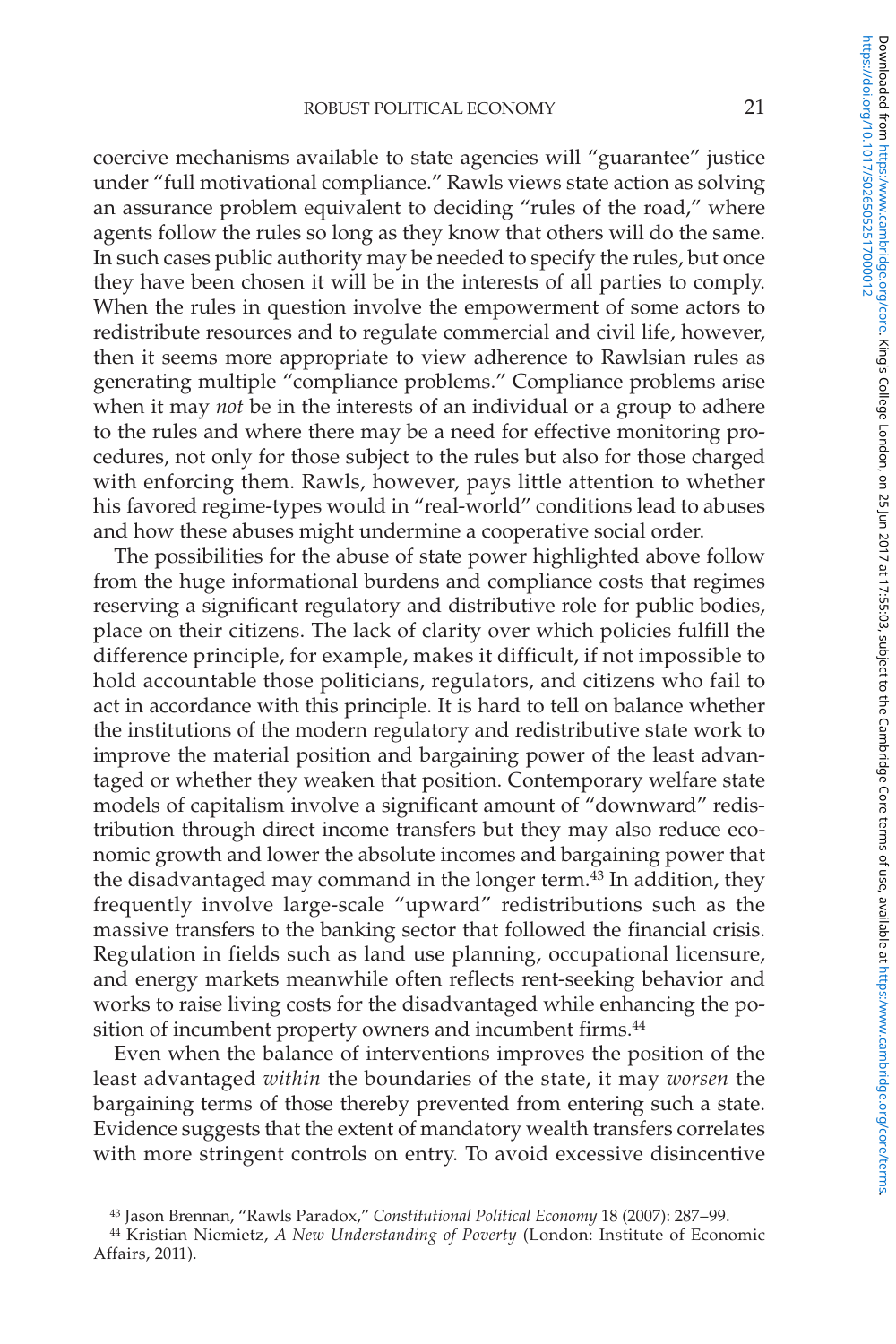coercive mechanisms available to state agencies will "guarantee" justice under "full motivational compliance." Rawls views state action as solving an assurance problem equivalent to deciding "rules of the road," where agents follow the rules so long as they know that others will do the same. In such cases public authority may be needed to specify the rules, but once they have been chosen it will be in the interests of all parties to comply. When the rules in question involve the empowerment of some actors to redistribute resources and to regulate commercial and civil life, however, then it seems more appropriate to view adherence to Rawlsian rules as generating multiple "compliance problems." Compliance problems arise when it may *not* be in the interests of an individual or a group to adhere to the rules and where there may be a need for effective monitoring procedures, not only for those subject to the rules but also for those charged with enforcing them. Rawls, however, pays little attention to whether his favored regime-types would in "real-world" conditions lead to abuses and how these abuses might undermine a cooperative social order.

The possibilities for the abuse of state power highlighted above follow from the huge informational burdens and compliance costs that regimes reserving a significant regulatory and distributive role for public bodies, place on their citizens. The lack of clarity over which policies fulfill the difference principle, for example, makes it difficult, if not impossible to hold accountable those politicians, regulators, and citizens who fail to act in accordance with this principle. It is hard to tell on balance whether the institutions of the modern regulatory and redistributive state work to improve the material position and bargaining power of the least advantaged or whether they weaken that position. Contemporary welfare state models of capitalism involve a significant amount of "downward" redistribution through direct income transfers but they may also reduce economic growth and lower the absolute incomes and bargaining power that the disadvantaged may command in the longer term.[43] In addition, they frequently involve large-scale "upward" redistributions such as the massive transfers to the banking sector that followed the financial crisis. Regulation in fields such as land use planning, occupational licensure, and energy markets meanwhile often reflects rent-seeking behavior and works to raise living costs for the disadvantaged while enhancing the position of incumbent property owners and incumbent firms.[44]

Even when the balance of interventions improves the position of the least advantaged *within* the boundaries of the state, it may *worsen* the bargaining terms of those thereby prevented from entering such a state. Evidence suggests that the extent of mandatory wealth transfers correlates with more stringent controls on entry. To avoid excessive disincentive

[43] Jason Brennan, "Rawls Paradox," *Constitutional Political Economy* 18 (2007): 287–99.

[44] Kristian Niemietz, *A New Understanding of Poverty* (London: Institute of Economic Affairs, 2011).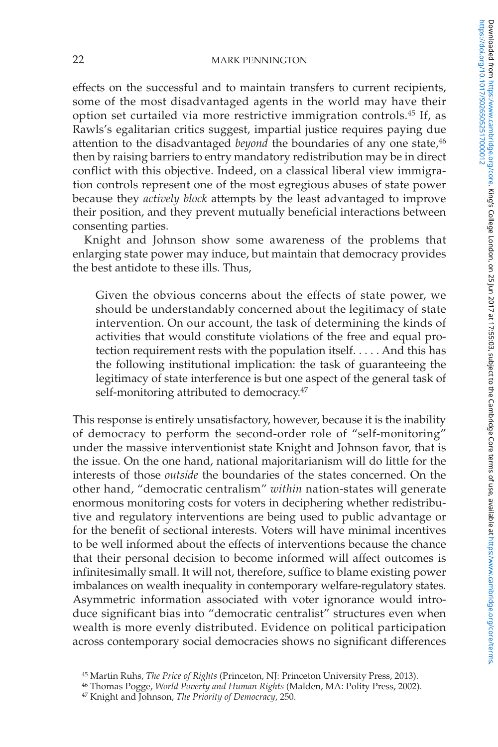effects on the successful and to maintain transfers to current recipients, some of the most disadvantaged agents in the world may have their option set curtailed via more restrictive immigration controls.[45] If, as Rawls's egalitarian critics suggest, impartial justice requires paying due attention to the disadvantaged *beyond* the boundaries of any one state,[46] then by raising barriers to entry mandatory redistribution may be in direct conflict with this objective. Indeed, on a classical liberal view immigration controls represent one of the most egregious abuses of state power because they *actively block* attempts by the least advantaged to improve their position, and they prevent mutually beneficial interactions between consenting parties.

Knight and Johnson show some awareness of the problems that enlarging state power may induce, but maintain that democracy provides the best antidote to these ills. Thus,

> Given the obvious concerns about the effects of state power, we should be understandably concerned about the legitimacy of state intervention. On our account, the task of determining the kinds of activities that would constitute violations of the free and equal protection requirement rests with the population itself. . . . . And this has the following institutional implication: the task of guaranteeing the legitimacy of state interference is but one aspect of the general task of self-monitoring attributed to democracy.[47]

This response is entirely unsatisfactory, however, because it is the inability of democracy to perform the second-order role of "self-monitoring" under the massive interventionist state Knight and Johnson favor, that is the issue. On the one hand, national majoritarianism will do little for the interests of those *outside* the boundaries of the states concerned. On the other hand, "democratic centralism" *within* nation-states will generate enormous monitoring costs for voters in deciphering whether redistributive and regulatory interventions are being used to public advantage or for the benefit of sectional interests. Voters will have minimal incentives to be well informed about the effects of interventions because the chance that their personal decision to become informed will affect outcomes is infinitesimally small. It will not, therefore, suffice to blame existing power imbalances on wealth inequality in contemporary welfare-regulatory states. Asymmetric information associated with voter ignorance would introduce significant bias into "democratic centralist" structures even when wealth is more evenly distributed. Evidence on political participation across contemporary social democracies shows no significant differences

[45] Martin Ruhs, *The Price of Rights* (Princeton, NJ: Princeton University Press, 2013).

[46] Thomas Pogge, *World Poverty and Human Rights* (Malden, MA: Polity Press, 2002).

[47] Knight and Johnson, *The Priority of Democracy*, 250.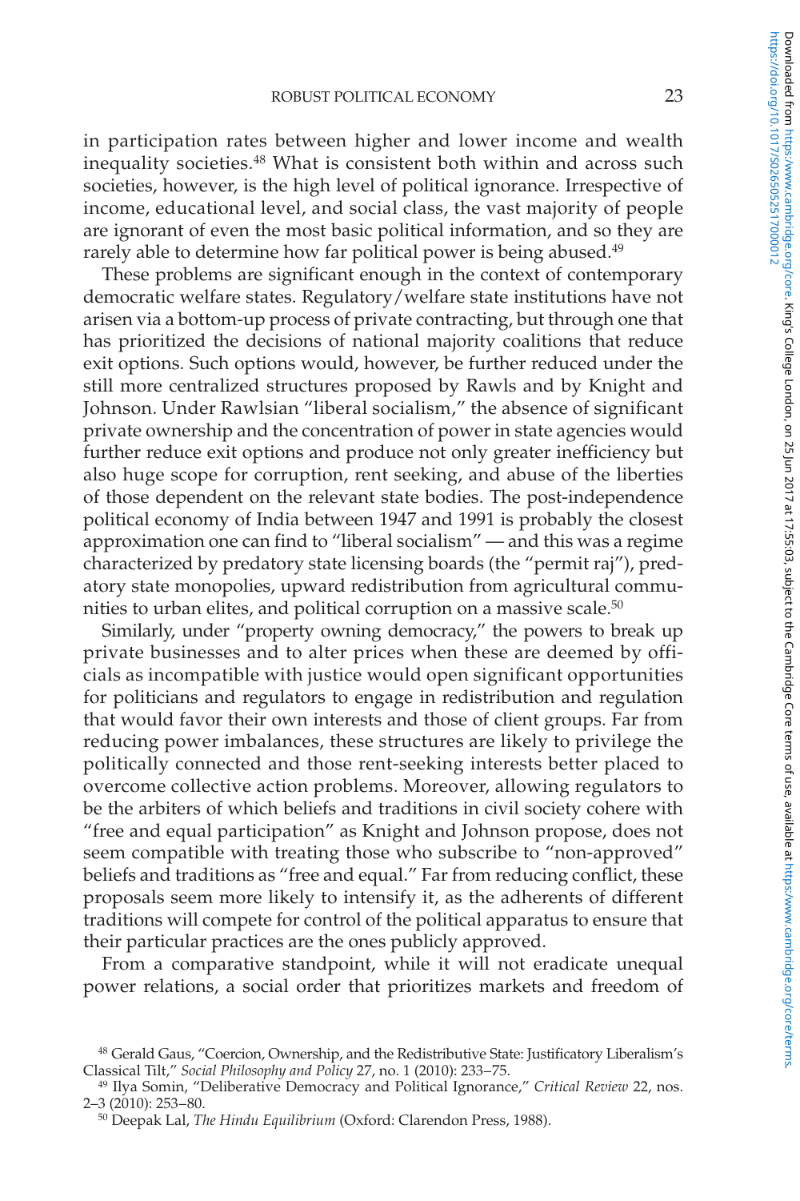in participation rates between higher and lower income and wealth inequality societies.[48] What is consistent both within and across such societies, however, is the high level of political ignorance. Irrespective of income, educational level, and social class, the vast majority of people are ignorant of even the most basic political information, and so they are rarely able to determine how far political power is being abused.[49]

These problems are significant enough in the context of contemporary democratic welfare states. Regulatory/welfare state institutions have not arisen via a bottom-up process of private contracting, but through one that has prioritized the decisions of national majority coalitions that reduce exit options. Such options would, however, be further reduced under the still more centralized structures proposed by Rawls and by Knight and Johnson. Under Rawlsian "liberal socialism," the absence of significant private ownership and the concentration of power in state agencies would further reduce exit options and produce not only greater inefficiency but also huge scope for corruption, rent seeking, and abuse of the liberties of those dependent on the relevant state bodies. The post-independence political economy of India between 1947 and 1991 is probably the closest approximation one can find to "liberal socialism" — and this was a regime characterized by predatory state licensing boards (the "permit raj"), predatory state monopolies, upward redistribution from agricultural communities to urban elites, and political corruption on a massive scale.[50]

Similarly, under "property owning democracy," the powers to break up private businesses and to alter prices when these are deemed by officials as incompatible with justice would open significant opportunities for politicians and regulators to engage in redistribution and regulation that would favor their own interests and those of client groups. Far from reducing power imbalances, these structures are likely to privilege the politically connected and those rent-seeking interests better placed to overcome collective action problems. Moreover, allowing regulators to be the arbiters of which beliefs and traditions in civil society cohere with "free and equal participation" as Knight and Johnson propose, does not seem compatible with treating those who subscribe to "non-approved" beliefs and traditions as "free and equal." Far from reducing conflict, these proposals seem more likely to intensify it, as the adherents of different traditions will compete for control of the political apparatus to ensure that their particular practices are the ones publicly approved.

From a comparative standpoint, while it will not eradicate unequal power relations, a social order that prioritizes markets and freedom of

[48] Gerald Gaus, "Coercion, Ownership, and the Redistributive State: Justificatory Liberalism's Classical Tilt," *Social Philosophy and Policy* 27, no. 1 (2010): 233–75.

[49] Ilya Somin, "Deliberative Democracy and Political Ignorance," *Critical Review* 22, nos. 2–3 (2010): 253–80.

[50] Deepak Lal, *The Hindu Equilibrium* (Oxford: Clarendon Press, 1988).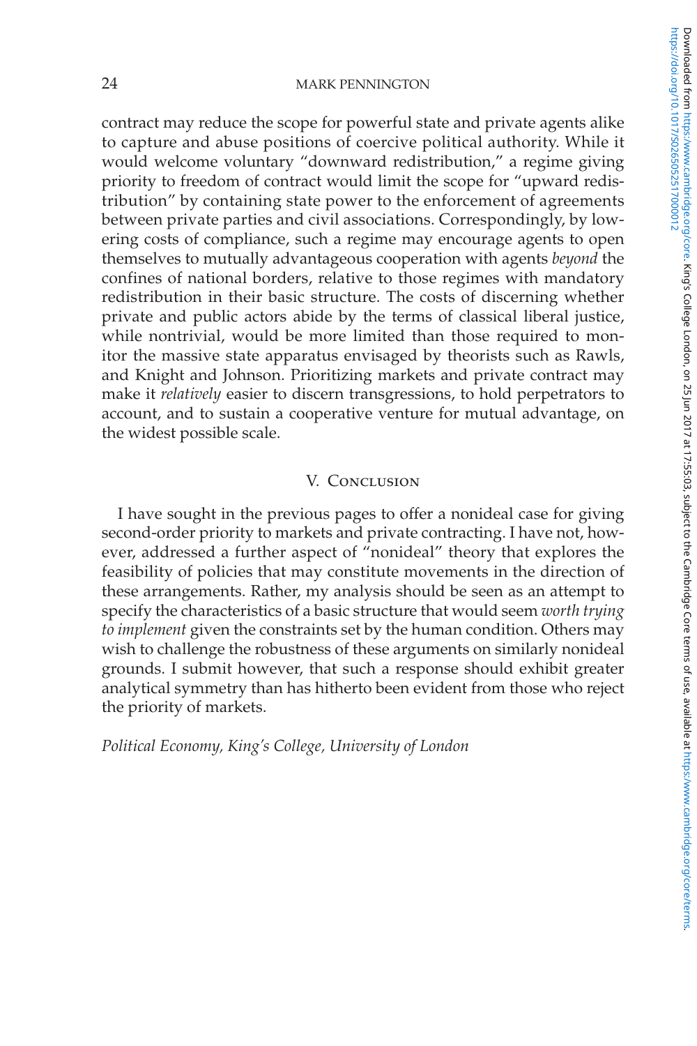contract may reduce the scope for powerful state and private agents alike to capture and abuse positions of coercive political authority. While it would welcome voluntary "downward redistribution," a regime giving priority to freedom of contract would limit the scope for "upward redistribution" by containing state power to the enforcement of agreements between private parties and civil associations. Correspondingly, by lowering costs of compliance, such a regime may encourage agents to open themselves to mutually advantageous cooperation with agents *beyond* the confines of national borders, relative to those regimes with mandatory redistribution in their basic structure. The costs of discerning whether private and public actors abide by the terms of classical liberal justice, while nontrivial, would be more limited than those required to monitor the massive state apparatus envisaged by theorists such as Rawls, and Knight and Johnson. Prioritizing markets and private contract may make it *relatively* easier to discern transgressions, to hold perpetrators to account, and to sustain a cooperative venture for mutual advantage, on the widest possible scale.

## V. Conclusion

I have sought in the previous pages to offer a nonideal case for giving second-order priority to markets and private contracting. I have not, however, addressed a further aspect of "nonideal" theory that explores the feasibility of policies that may constitute movements in the direction of these arrangements. Rather, my analysis should be seen as an attempt to specify the characteristics of a basic structure that would seem *worth trying to implement* given the constraints set by the human condition. Others may wish to challenge the robustness of these arguments on similarly nonideal grounds. I submit however, that such a response should exhibit greater analytical symmetry than has hitherto been evident from those who reject the priority of markets.

*Political Economy, King's College, University of London*